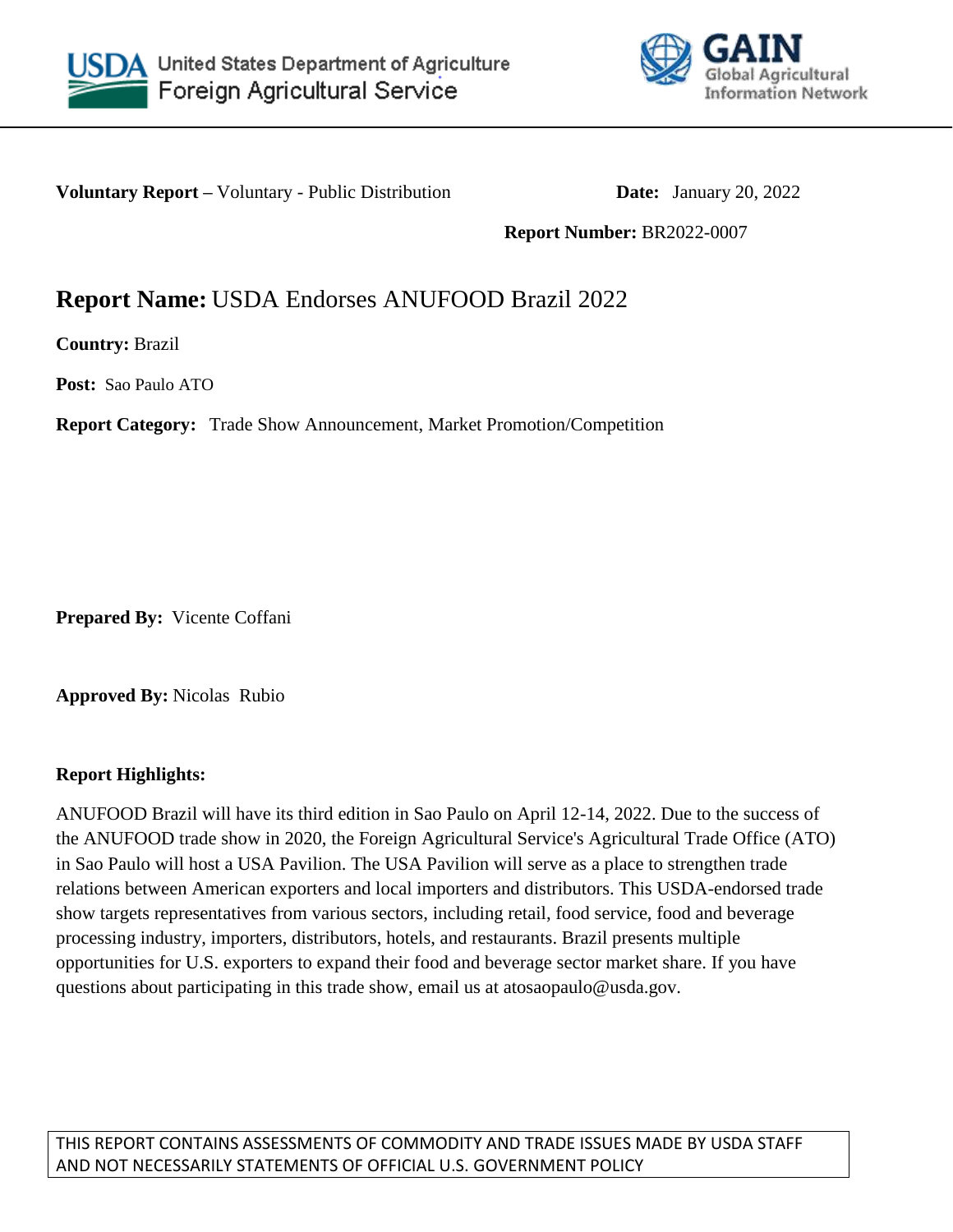United States Department of Agriculture
Foreign Agricultural Service

GAIN
Global Agricultural Information Network

**Voluntary Report –** Voluntary - Public Distribution **Date:** January 20, 2022

**Report Number:** BR2022-0007

# **Report Name:** USDA Endorses ANUFOOD Brazil 2022

**Country:** Brazil

**Post:** Sao Paulo ATO

**Report Category:** Trade Show Announcement, Market Promotion/Competition

**Prepared By:** Vicente Coffani

**Approved By:** Nicolas Rubio

**Report Highlights:**

ANUFOOD Brazil will have its third edition in Sao Paulo on April 12-14, 2022. Due to the success of the ANUFOOD trade show in 2020, the Foreign Agricultural Service's Agricultural Trade Office (ATO) in Sao Paulo will host a USA Pavilion. The USA Pavilion will serve as a place to strengthen trade relations between American exporters and local importers and distributors. This USDA-endorsed trade show targets representatives from various sectors, including retail, food service, food and beverage processing industry, importers, distributors, hotels, and restaurants. Brazil presents multiple opportunities for U.S. exporters to expand their food and beverage sector market share. If you have questions about participating in this trade show, email us at atosaopaulo@usda.gov.

THIS REPORT CONTAINS ASSESSMENTS OF COMMODITY AND TRADE ISSUES MADE BY USDA STAFF AND NOT NECESSARILY STATEMENTS OF OFFICIAL U.S. GOVERNMENT POLICY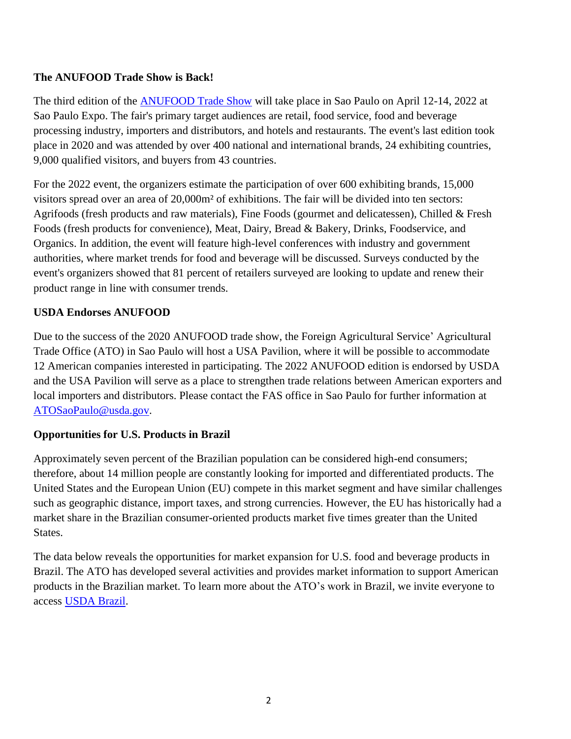**The ANUFOOD Trade Show is Back!**

The third edition of the [ANUFOOD Trade Show](ANUFOOD Trade Show) will take place in Sao Paulo on April 12-14, 2022 at Sao Paulo Expo. The fair's primary target audiences are retail, food service, food and beverage processing industry, importers and distributors, and hotels and restaurants. The event's last edition took place in 2020 and was attended by over 400 national and international brands, 24 exhibiting countries, 9,000 qualified visitors, and buyers from 43 countries.

For the 2022 event, the organizers estimate the participation of over 600 exhibiting brands, 15,000 visitors spread over an area of 20,000m² of exhibitions. The fair will be divided into ten sectors: Agrifoods (fresh products and raw materials), Fine Foods (gourmet and delicatessen), Chilled & Fresh Foods (fresh products for convenience), Meat, Dairy, Bread & Bakery, Drinks, Foodservice, and Organics. In addition, the event will feature high-level conferences with industry and government authorities, where market trends for food and beverage will be discussed. Surveys conducted by the event's organizers showed that 81 percent of retailers surveyed are looking to update and renew their product range in line with consumer trends.

**USDA Endorses ANUFOOD**

Due to the success of the 2020 ANUFOOD trade show, the Foreign Agricultural Service' Agricultural Trade Office (ATO) in Sao Paulo will host a USA Pavilion, where it will be possible to accommodate 12 American companies interested in participating. The 2022 ANUFOOD edition is endorsed by USDA and the USA Pavilion will serve as a place to strengthen trade relations between American exporters and local importers and distributors. Please contact the FAS office in Sao Paulo for further information at [ATOSaoPaulo@usda.gov](mailto:ATOSaoPaulo@usda.gov).

**Opportunities for U.S. Products in Brazil**

Approximately seven percent of the Brazilian population can be considered high-end consumers; therefore, about 14 million people are constantly looking for imported and differentiated products. The United States and the European Union (EU) compete in this market segment and have similar challenges such as geographic distance, import taxes, and strong currencies. However, the EU has historically had a market share in the Brazilian consumer-oriented products market five times greater than the United States.

The data below reveals the opportunities for market expansion for U.S. food and beverage products in Brazil. The ATO has developed several activities and provides market information to support American products in the Brazilian market. To learn more about the ATO's work in Brazil, we invite everyone to access [USDA Brazil](USDA Brazil).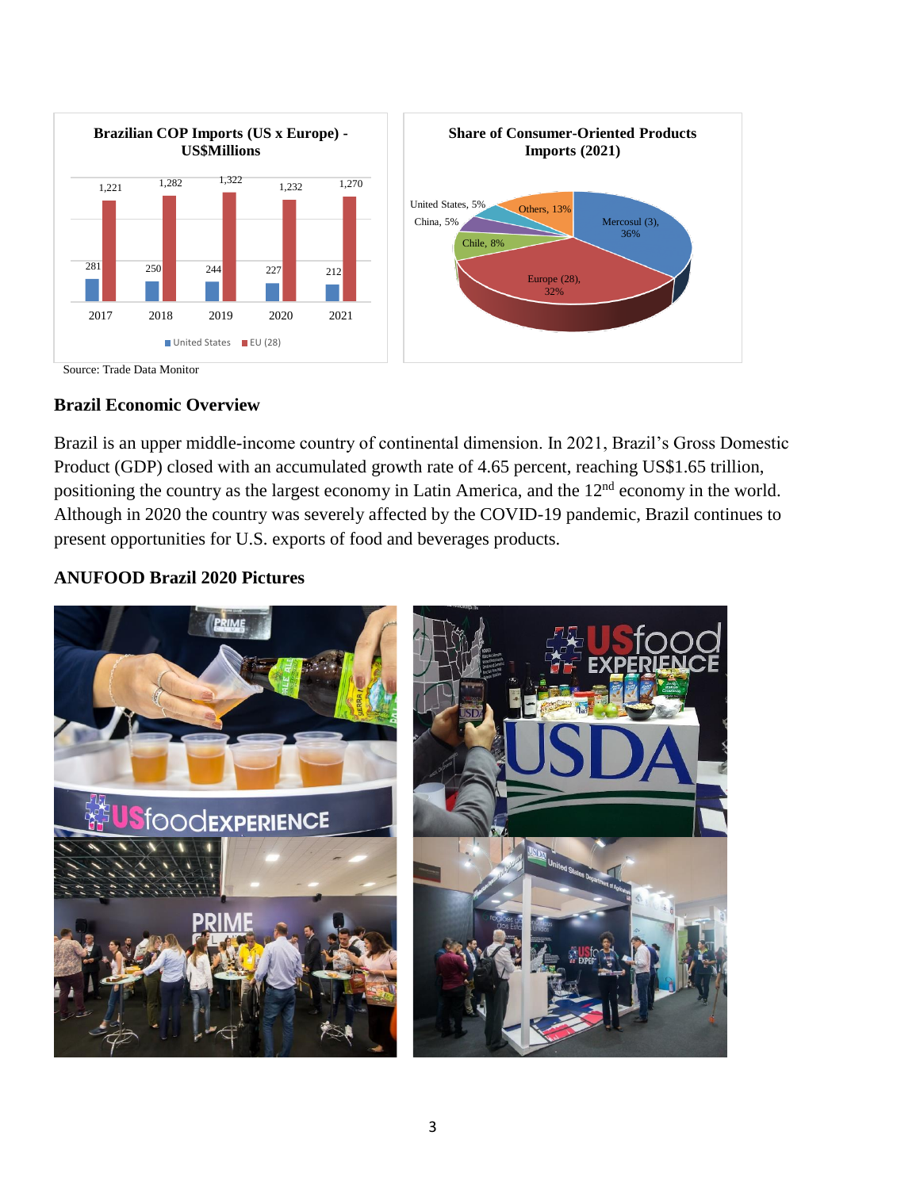**Brazilian COP Imports (US x Europe) - US$Millions**

| | 2017 | 2018 | 2019 | 2020 | 2021 |
|---|---|---|---|---|---|
| United States | 281 | 250 | 244 | 227 | 212 |
| EU (28) | 1,221 | 1,282 | 1,322 | 1,232 | 1,270 |

**Share of Consumer-Oriented Products Imports (2021)**

| Origin | Share |
|---|---|
| Mercosul (3) | 36% |
| Europe (28) | 32% |
| Others | 13% |
| Chile | 8% |
| United States | 5% |
| China | 5% |

Source: Trade Data Monitor

## Brazil Economic Overview

Brazil is an upper middle-income country of continental dimension. In 2021, Brazil's Gross Domestic Product (GDP) closed with an accumulated growth rate of 4.65 percent, reaching US$1.65 trillion, positioning the country as the largest economy in Latin America, and the 12nd economy in the world. Although in 2020 the country was severely affected by the COVID-19 pandemic, Brazil continues to present opportunities for U.S. exports of food and beverages products.

## ANUFOOD Brazil 2020 Pictures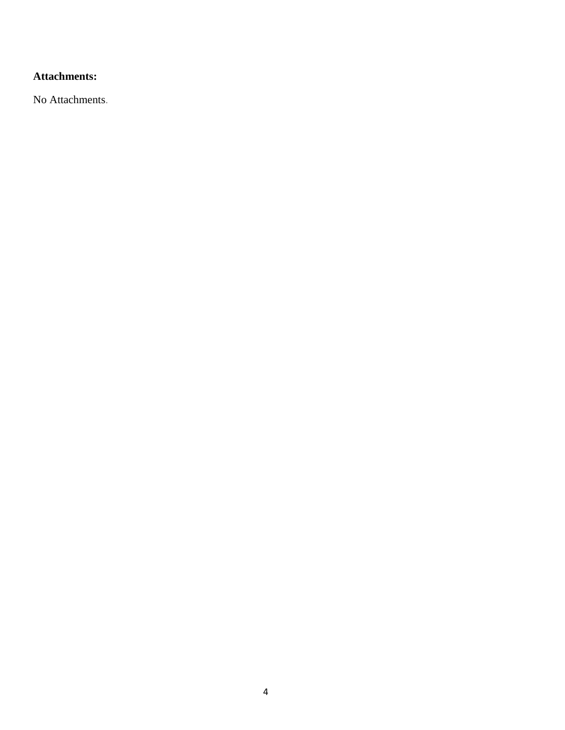**Attachments:**

No Attachments.